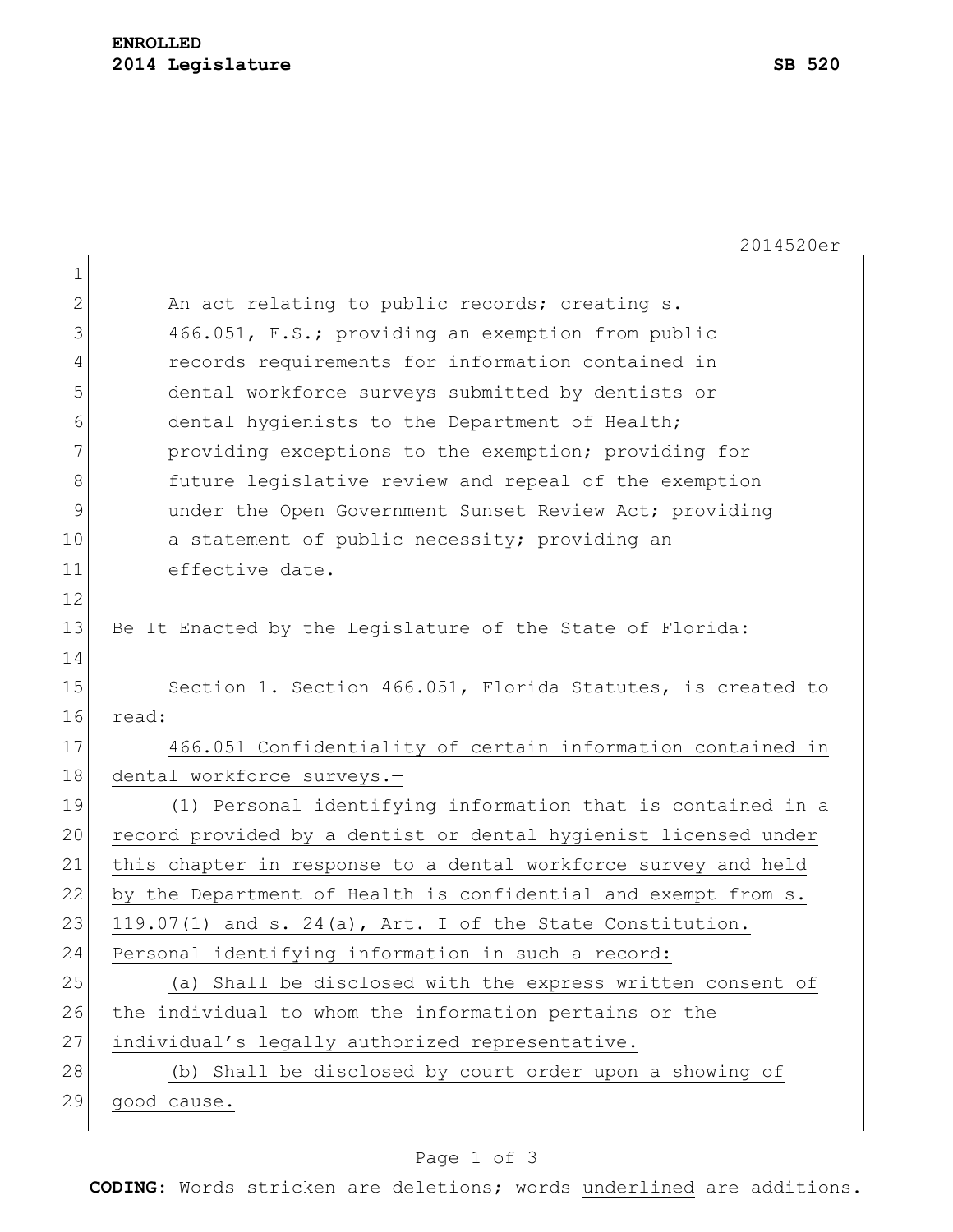**ENROLLED**
**2014 Legislature SB 520**

2014520er

An act relating to public records; creating s. 466.051, F.S.; providing an exemption from public records requirements for information contained in dental workforce surveys submitted by dentists or dental hygienists to the Department of Health; providing exceptions to the exemption; providing for future legislative review and repeal of the exemption under the Open Government Sunset Review Act; providing a statement of public necessity; providing an effective date.

Be It Enacted by the Legislature of the State of Florida:

Section 1. Section 466.051, Florida Statutes, is created to read:

466.051 Confidentiality of certain information contained in dental workforce surveys.—

(1) Personal identifying information that is contained in a record provided by a dentist or dental hygienist licensed under this chapter in response to a dental workforce survey and held by the Department of Health is confidential and exempt from s. 119.07(1) and s. 24(a), Art. I of the State Constitution. Personal identifying information in such a record:

(a) Shall be disclosed with the express written consent of the individual to whom the information pertains or the individual's legally authorized representative.

(b) Shall be disclosed by court order upon a showing of good cause.

**CODING:** Words ~~stricken~~ are deletions; words underlined are additions.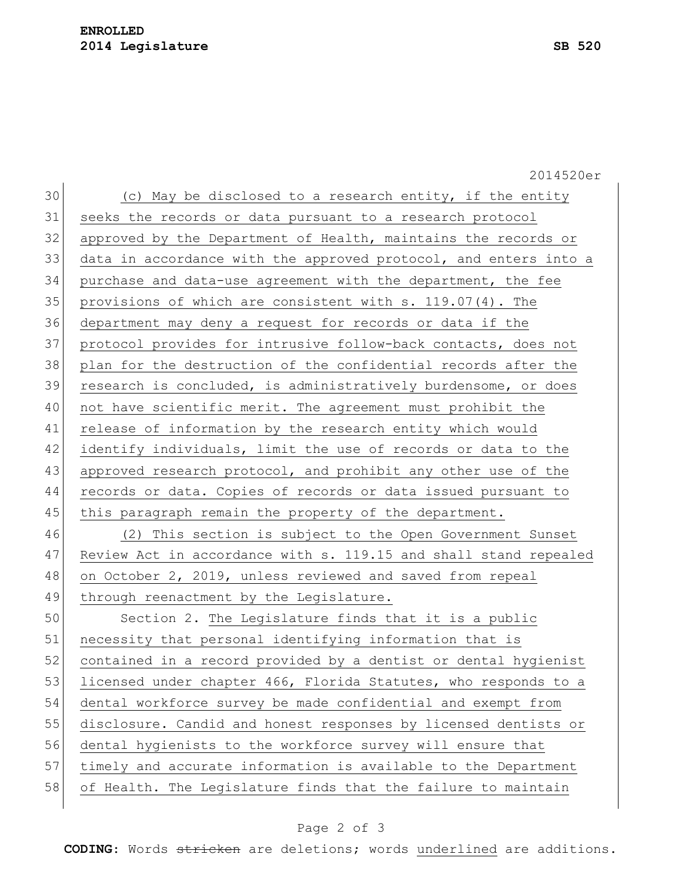(c) May be disclosed to a research entity, if the entity seeks the records or data pursuant to a research protocol approved by the Department of Health, maintains the records or data in accordance with the approved protocol, and enters into a purchase and data-use agreement with the department, the fee provisions of which are consistent with s. 119.07(4). The department may deny a request for records or data if the protocol provides for intrusive follow-back contacts, does not plan for the destruction of the confidential records after the research is concluded, is administratively burdensome, or does not have scientific merit. The agreement must prohibit the release of information by the research entity which would identify individuals, limit the use of records or data to the approved research protocol, and prohibit any other use of the records or data. Copies of records or data issued pursuant to this paragraph remain the property of the department.

(2) This section is subject to the Open Government Sunset Review Act in accordance with s. 119.15 and shall stand repealed on October 2, 2019, unless reviewed and saved from repeal through reenactment by the Legislature.

Section 2. The Legislature finds that it is a public necessity that personal identifying information that is contained in a record provided by a dentist or dental hygienist licensed under chapter 466, Florida Statutes, who responds to a dental workforce survey be made confidential and exempt from disclosure. Candid and honest responses by licensed dentists or dental hygienists to the workforce survey will ensure that timely and accurate information is available to the Department of Health. The Legislature finds that the failure to maintain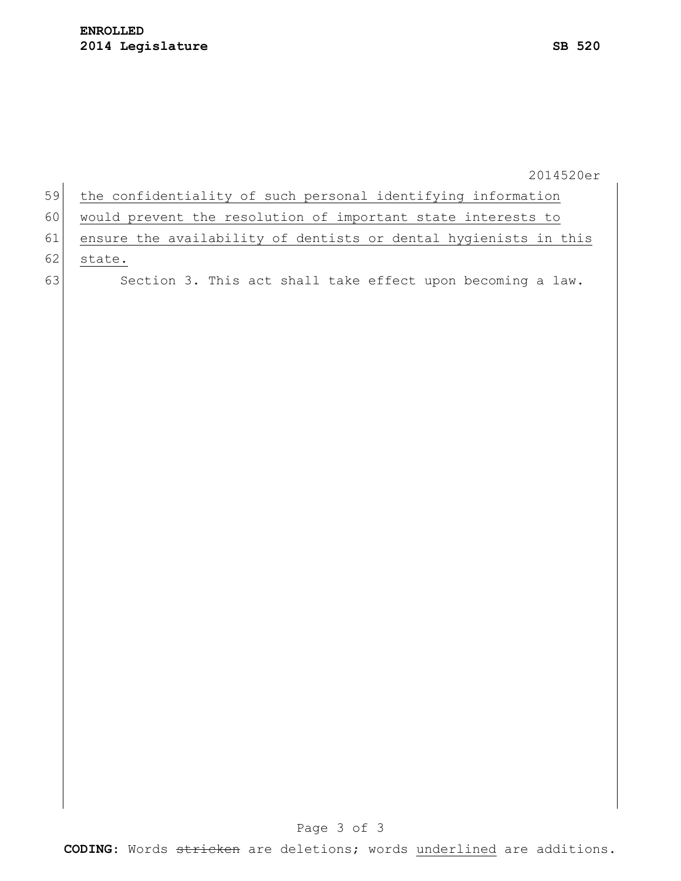59 the confidentiality of such personal identifying information
60 would prevent the resolution of important state interests to
61 ensure the availability of dentists or dental hygienists in this
62 state.
63 Section 3. This act shall take effect upon becoming a law.